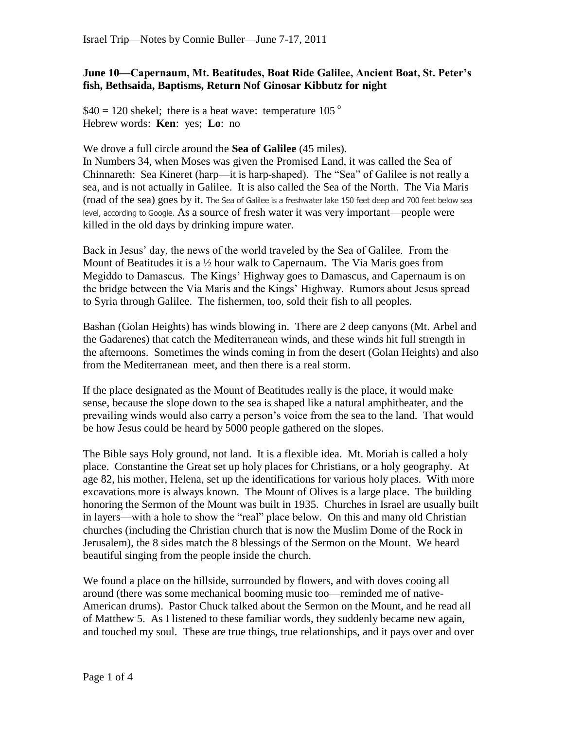## June 10—Capernaum, Mt. Beatitudes, Boat Ride Galilee, Ancient Boat, St. Peter's fish, Bethsaida, Baptisms, Return Nof Ginosar Kibbutz for night

$40 = 120 shekel; there is a heat wave: temperature 105 °
Hebrew words: **Ken**: yes; **Lo**: no

We drove a full circle around the **Sea of Galilee** (45 miles).
In Numbers 34, when Moses was given the Promised Land, it was called the Sea of Chinnareth: Sea Kineret (harp—it is harp-shaped). The "Sea" of Galilee is not really a sea, and is not actually in Galilee. It is also called the Sea of the North. The Via Maris (road of the sea) goes by it. The Sea of Galilee is a freshwater lake 150 feet deep and 700 feet below sea level, according to Google. As a source of fresh water it was very important—people were killed in the old days by drinking impure water.

Back in Jesus' day, the news of the world traveled by the Sea of Galilee. From the Mount of Beatitudes it is a ½ hour walk to Capernaum. The Via Maris goes from Megiddo to Damascus. The Kings' Highway goes to Damascus, and Capernaum is on the bridge between the Via Maris and the Kings' Highway. Rumors about Jesus spread to Syria through Galilee. The fishermen, too, sold their fish to all peoples.

Bashan (Golan Heights) has winds blowing in. There are 2 deep canyons (Mt. Arbel and the Gadarenes) that catch the Mediterranean winds, and these winds hit full strength in the afternoons. Sometimes the winds coming in from the desert (Golan Heights) and also from the Mediterranean meet, and then there is a real storm.

If the place designated as the Mount of Beatitudes really is the place, it would make sense, because the slope down to the sea is shaped like a natural amphitheater, and the prevailing winds would also carry a person's voice from the sea to the land. That would be how Jesus could be heard by 5000 people gathered on the slopes.

The Bible says Holy ground, not land. It is a flexible idea. Mt. Moriah is called a holy place. Constantine the Great set up holy places for Christians, or a holy geography. At age 82, his mother, Helena, set up the identifications for various holy places. With more excavations more is always known. The Mount of Olives is a large place. The building honoring the Sermon of the Mount was built in 1935. Churches in Israel are usually built in layers—with a hole to show the "real" place below. On this and many old Christian churches (including the Christian church that is now the Muslim Dome of the Rock in Jerusalem), the 8 sides match the 8 blessings of the Sermon on the Mount. We heard beautiful singing from the people inside the church.

We found a place on the hillside, surrounded by flowers, and with doves cooing all around (there was some mechanical booming music too—reminded me of native-American drums). Pastor Chuck talked about the Sermon on the Mount, and he read all of Matthew 5. As I listened to these familiar words, they suddenly became new again, and touched my soul. These are true things, true relationships, and it pays over and over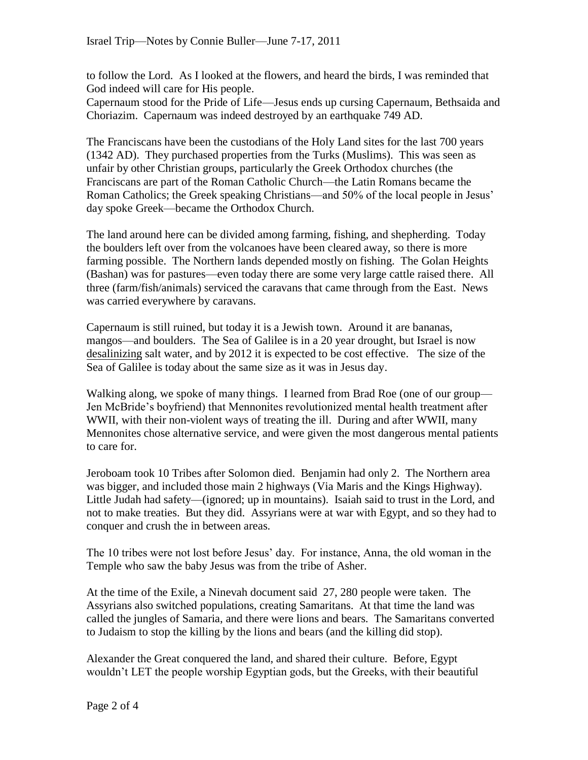to follow the Lord. As I looked at the flowers, and heard the birds, I was reminded that God indeed will care for His people.
Capernaum stood for the Pride of Life—Jesus ends up cursing Capernaum, Bethsaida and Choriazim. Capernaum was indeed destroyed by an earthquake 749 AD.

The Franciscans have been the custodians of the Holy Land sites for the last 700 years (1342 AD). They purchased properties from the Turks (Muslims). This was seen as unfair by other Christian groups, particularly the Greek Orthodox churches (the Franciscans are part of the Roman Catholic Church—the Latin Romans became the Roman Catholics; the Greek speaking Christians—and 50% of the local people in Jesus' day spoke Greek—became the Orthodox Church.

The land around here can be divided among farming, fishing, and shepherding. Today the boulders left over from the volcanoes have been cleared away, so there is more farming possible. The Northern lands depended mostly on fishing. The Golan Heights (Bashan) was for pastures—even today there are some very large cattle raised there. All three (farm/fish/animals) serviced the caravans that came through from the East. News was carried everywhere by caravans.

Capernaum is still ruined, but today it is a Jewish town. Around it are bananas, mangos—and boulders. The Sea of Galilee is in a 20 year drought, but Israel is now <u>desalinizing</u> salt water, and by 2012 it is expected to be cost effective. The size of the Sea of Galilee is today about the same size as it was in Jesus day.

Walking along, we spoke of many things. I learned from Brad Roe (one of our group—Jen McBride's boyfriend) that Mennonites revolutionized mental health treatment after WWII, with their non-violent ways of treating the ill. During and after WWII, many Mennonites chose alternative service, and were given the most dangerous mental patients to care for.

Jeroboam took 10 Tribes after Solomon died. Benjamin had only 2. The Northern area was bigger, and included those main 2 highways (Via Maris and the Kings Highway). Little Judah had safety—(ignored; up in mountains). Isaiah said to trust in the Lord, and not to make treaties. But they did. Assyrians were at war with Egypt, and so they had to conquer and crush the in between areas.

The 10 tribes were not lost before Jesus' day. For instance, Anna, the old woman in the Temple who saw the baby Jesus was from the tribe of Asher.

At the time of the Exile, a Ninevah document said 27, 280 people were taken. The Assyrians also switched populations, creating Samaritans. At that time the land was called the jungles of Samaria, and there were lions and bears. The Samaritans converted to Judaism to stop the killing by the lions and bears (and the killing did stop).

Alexander the Great conquered the land, and shared their culture. Before, Egypt wouldn't LET the people worship Egyptian gods, but the Greeks, with their beautiful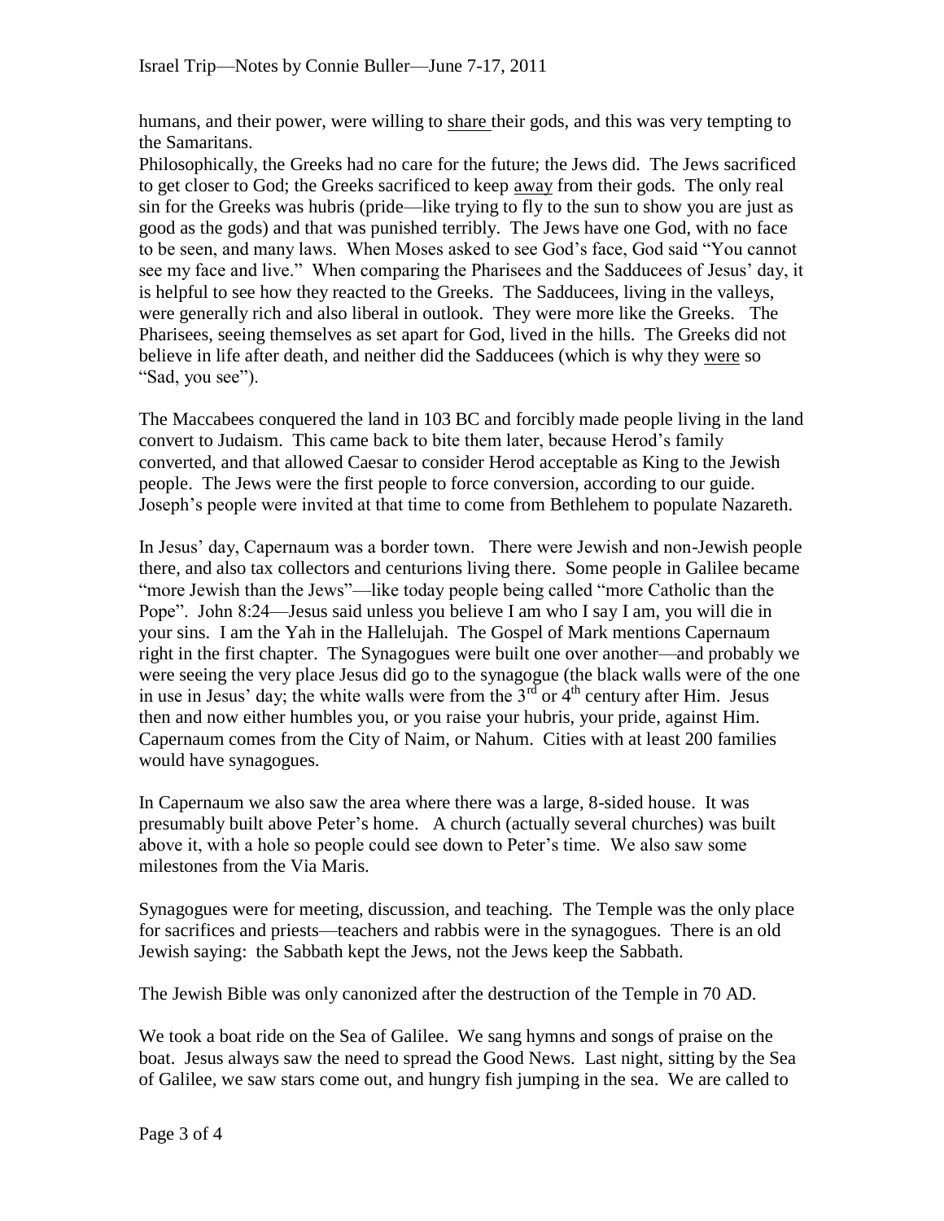humans, and their power, were willing to <u>share</u> their gods, and this was very tempting to the Samaritans.

Philosophically, the Greeks had no care for the future; the Jews did. The Jews sacrificed to get closer to God; the Greeks sacrificed to keep <u>away</u> from their gods. The only real sin for the Greeks was hubris (pride—like trying to fly to the sun to show you are just as good as the gods) and that was punished terribly. The Jews have one God, with no face to be seen, and many laws. When Moses asked to see God's face, God said "You cannot see my face and live." When comparing the Pharisees and the Sadducees of Jesus' day, it is helpful to see how they reacted to the Greeks. The Sadducees, living in the valleys, were generally rich and also liberal in outlook. They were more like the Greeks. The Pharisees, seeing themselves as set apart for God, lived in the hills. The Greeks did not believe in life after death, and neither did the Sadducees (which is why they <u>were</u> so "Sad, you see").

The Maccabees conquered the land in 103 BC and forcibly made people living in the land convert to Judaism. This came back to bite them later, because Herod's family converted, and that allowed Caesar to consider Herod acceptable as King to the Jewish people. The Jews were the first people to force conversion, according to our guide. Joseph's people were invited at that time to come from Bethlehem to populate Nazareth.

In Jesus' day, Capernaum was a border town. There were Jewish and non-Jewish people there, and also tax collectors and centurions living there. Some people in Galilee became "more Jewish than the Jews"—like today people being called "more Catholic than the Pope". John 8:24—Jesus said unless you believe I am who I say I am, you will die in your sins. I am the Yah in the Hallelujah. The Gospel of Mark mentions Capernaum right in the first chapter. The Synagogues were built one over another—and probably we were seeing the very place Jesus did go to the synagogue (the black walls were of the one in use in Jesus' day; the white walls were from the 3rd or 4th century after Him. Jesus then and now either humbles you, or you raise your hubris, your pride, against Him. Capernaum comes from the City of Naim, or Nahum. Cities with at least 200 families would have synagogues.

In Capernaum we also saw the area where there was a large, 8-sided house. It was presumably built above Peter's home. A church (actually several churches) was built above it, with a hole so people could see down to Peter's time. We also saw some milestones from the Via Maris.

Synagogues were for meeting, discussion, and teaching. The Temple was the only place for sacrifices and priests—teachers and rabbis were in the synagogues. There is an old Jewish saying: the Sabbath kept the Jews, not the Jews keep the Sabbath.

The Jewish Bible was only canonized after the destruction of the Temple in 70 AD.

We took a boat ride on the Sea of Galilee. We sang hymns and songs of praise on the boat. Jesus always saw the need to spread the Good News. Last night, sitting by the Sea of Galilee, we saw stars come out, and hungry fish jumping in the sea. We are called to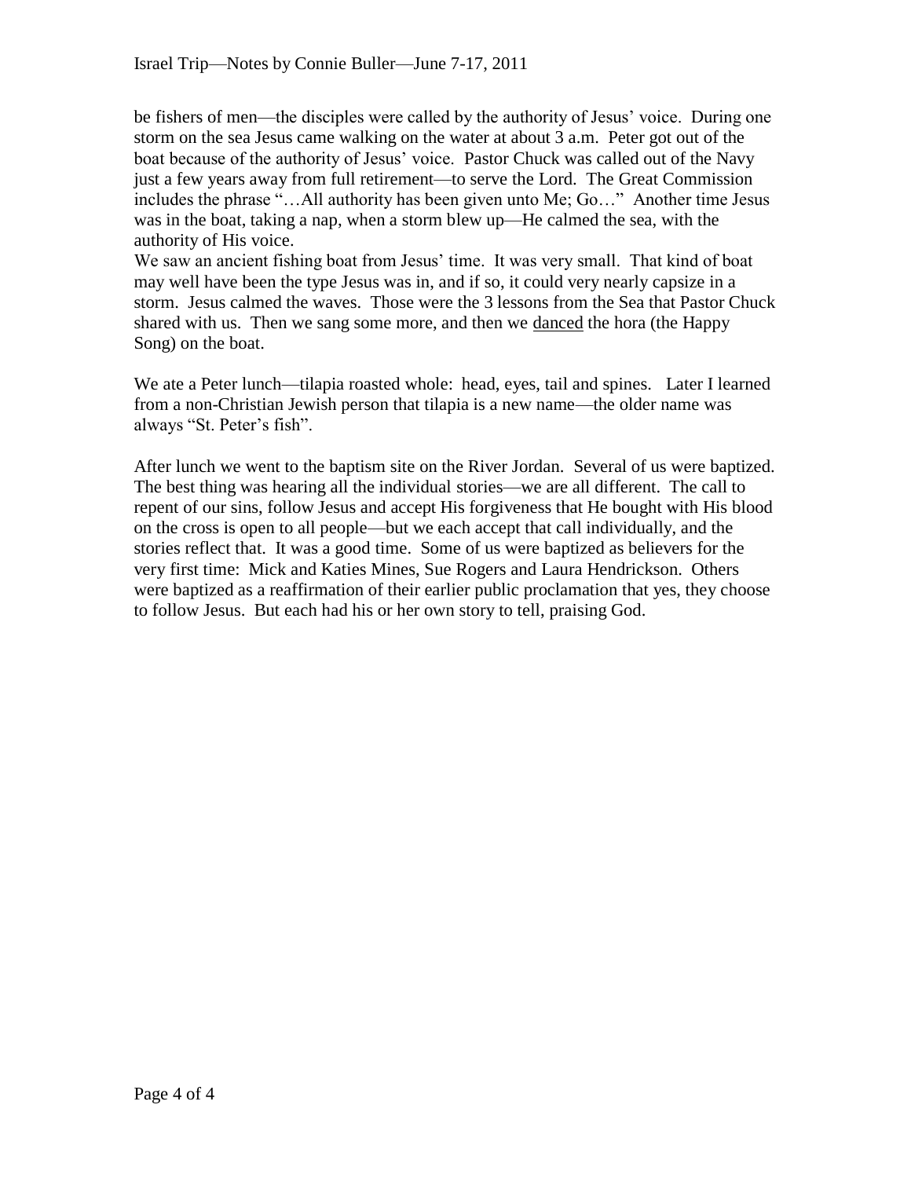be fishers of men—the disciples were called by the authority of Jesus' voice. During one storm on the sea Jesus came walking on the water at about 3 a.m. Peter got out of the boat because of the authority of Jesus' voice. Pastor Chuck was called out of the Navy just a few years away from full retirement—to serve the Lord. The Great Commission includes the phrase "…All authority has been given unto Me; Go…" Another time Jesus was in the boat, taking a nap, when a storm blew up—He calmed the sea, with the authority of His voice.
We saw an ancient fishing boat from Jesus' time. It was very small. That kind of boat may well have been the type Jesus was in, and if so, it could very nearly capsize in a storm. Jesus calmed the waves. Those were the 3 lessons from the Sea that Pastor Chuck shared with us. Then we sang some more, and then we <u>danced</u> the hora (the Happy Song) on the boat.

We ate a Peter lunch—tilapia roasted whole: head, eyes, tail and spines. Later I learned from a non-Christian Jewish person that tilapia is a new name—the older name was always "St. Peter's fish".

After lunch we went to the baptism site on the River Jordan. Several of us were baptized. The best thing was hearing all the individual stories—we are all different. The call to repent of our sins, follow Jesus and accept His forgiveness that He bought with His blood on the cross is open to all people—but we each accept that call individually, and the stories reflect that. It was a good time. Some of us were baptized as believers for the very first time: Mick and Katies Mines, Sue Rogers and Laura Hendrickson. Others were baptized as a reaffirmation of their earlier public proclamation that yes, they choose to follow Jesus. But each had his or her own story to tell, praising God.